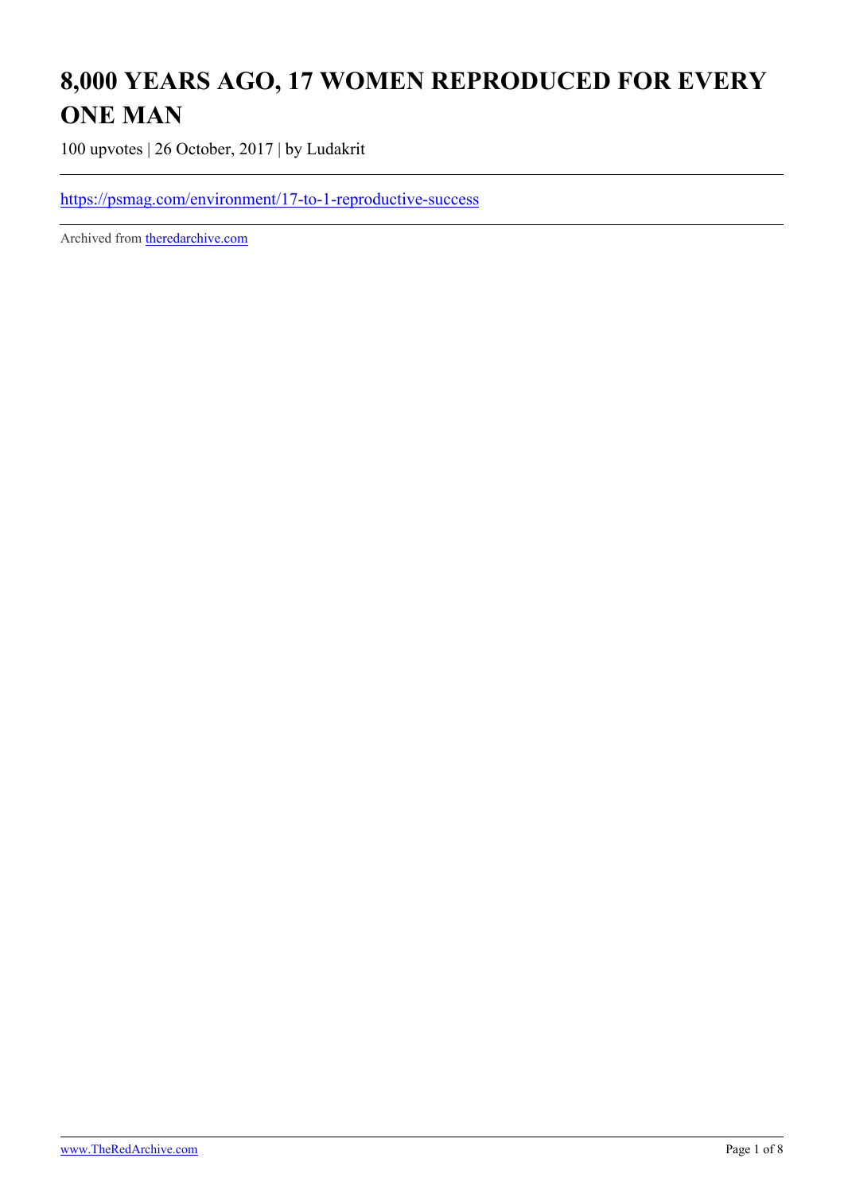# 8,000 YEARS AGO, 17 WOMEN REPRODUCED FOR EVERY ONE MAN

100 upvotes | 26 October, 2017 | by Ludakrit

---

https://psmag.com/environment/17-to-1-reproductive-success

---

Archived from theredarchive.com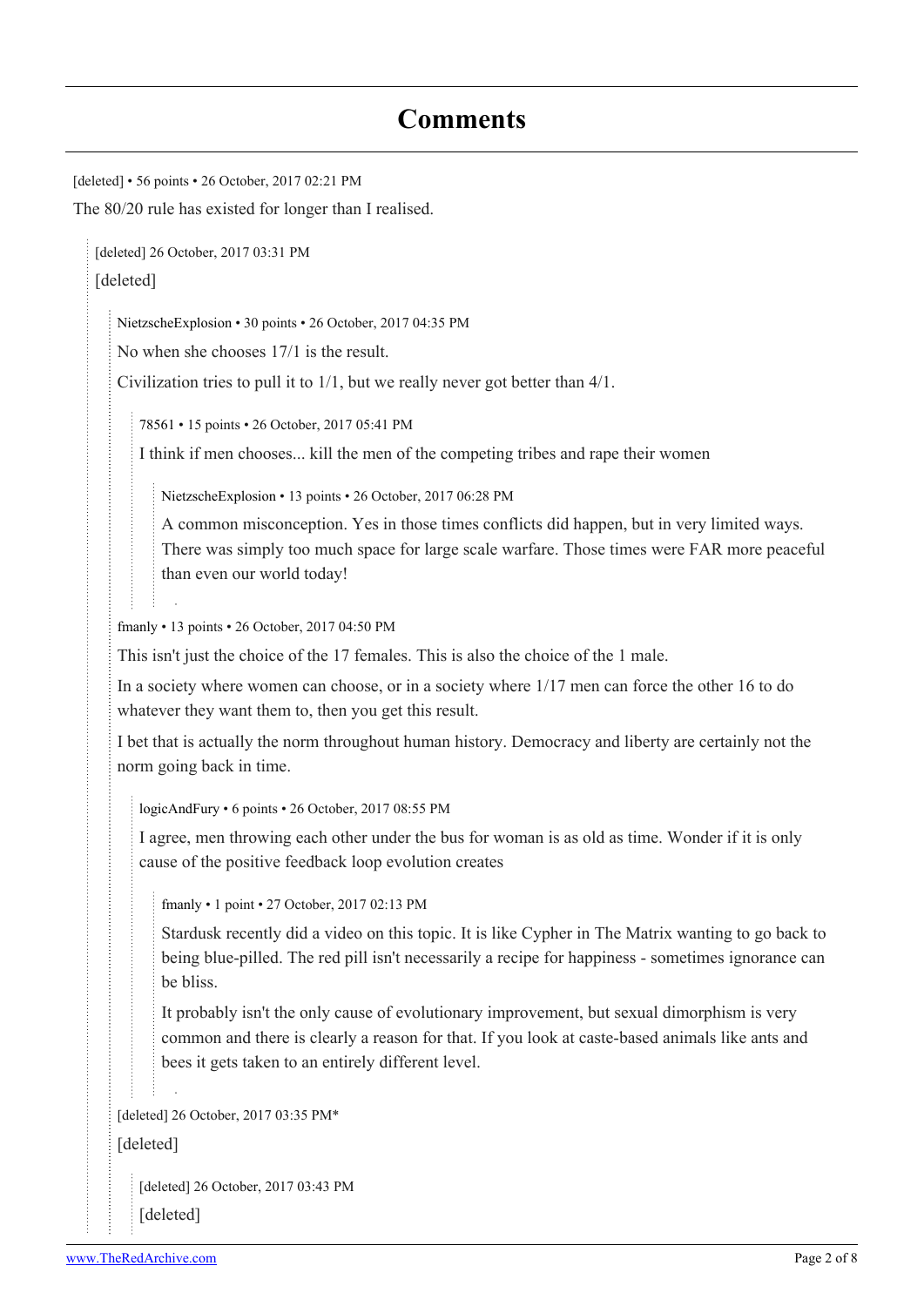## Comments

[deleted] • 56 points • 26 October, 2017 02:21 PM

The 80/20 rule has existed for longer than I realised.

> [deleted] 26 October, 2017 03:31 PM
>
> [deleted]
>
> > NietzscheExplosion • 30 points • 26 October, 2017 04:35 PM
> >
> > No when she chooses 17/1 is the result.
> >
> > Civilization tries to pull it to 1/1, but we really never got better than 4/1.
> >
> > > 78561 • 15 points • 26 October, 2017 05:41 PM
> > >
> > > I think if men chooses... kill the men of the competing tribes and rape their women
> > >
> > > > NietzscheExplosion • 13 points • 26 October, 2017 06:28 PM
> > > >
> > > > A common misconception. Yes in those times conflicts did happen, but in very limited ways. There was simply too much space for large scale warfare. Those times were FAR more peaceful than even our world today!
> >
> > fmanly • 13 points • 26 October, 2017 04:50 PM
> >
> > This isn't just the choice of the 17 females. This is also the choice of the 1 male.
> >
> > In a society where women can choose, or in a society where 1/17 men can force the other 16 to do whatever they want them to, then you get this result.
> >
> > I bet that is actually the norm throughout human history. Democracy and liberty are certainly not the norm going back in time.
> >
> > > logicAndFury • 6 points • 26 October, 2017 08:55 PM
> > >
> > > I agree, men throwing each other under the bus for woman is as old as time. Wonder if it is only cause of the positive feedback loop evolution creates
> > >
> > > > fmanly • 1 point • 27 October, 2017 02:13 PM
> > > >
> > > > Stardusk recently did a video on this topic. It is like Cypher in The Matrix wanting to go back to being blue-pilled. The red pill isn't necessarily a recipe for happiness - sometimes ignorance can be bliss.
> > > >
> > > > It probably isn't the only cause of evolutionary improvement, but sexual dimorphism is very common and there is clearly a reason for that. If you look at caste-based animals like ants and bees it gets taken to an entirely different level.
> >
> > [deleted] 26 October, 2017 03:35 PM*
> >
> > [deleted]
> >
> > > [deleted] 26 October, 2017 03:43 PM
> > >
> > > [deleted]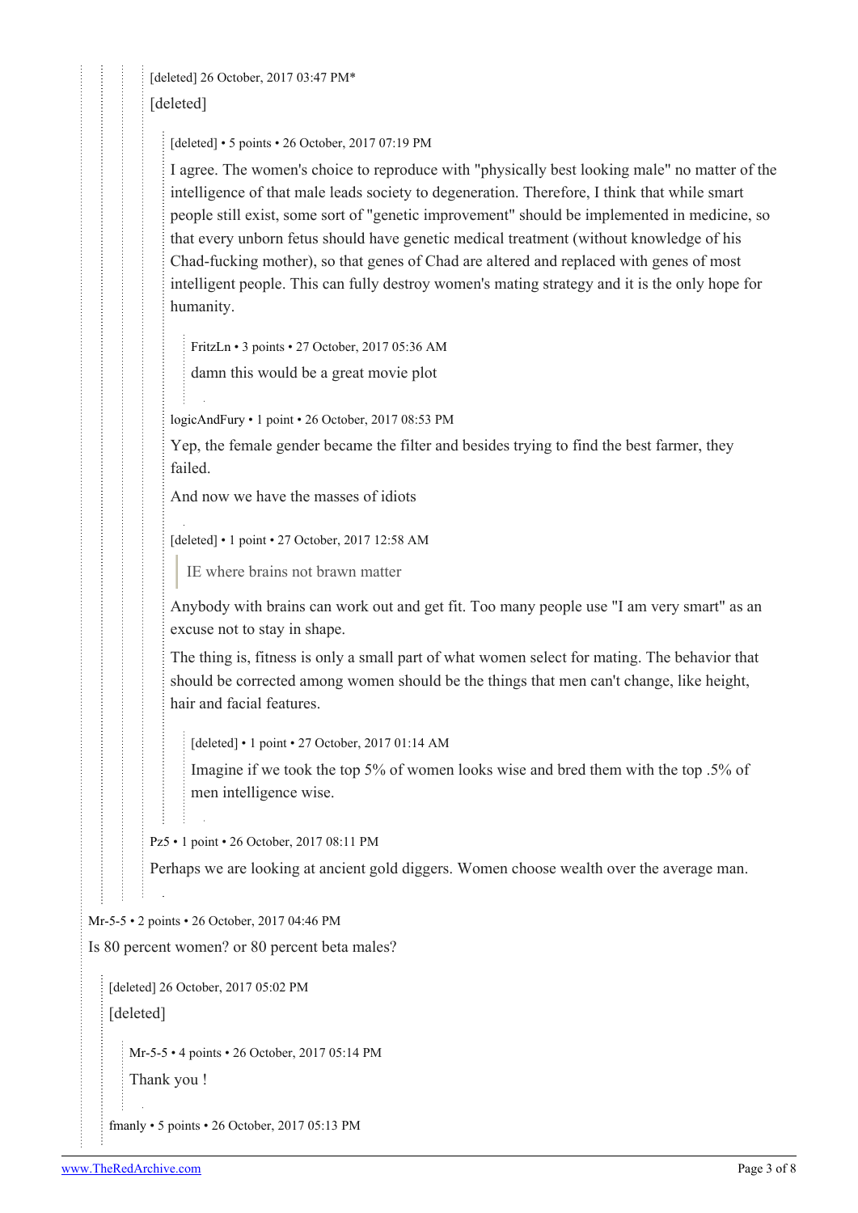[deleted] 26 October, 2017 03:47 PM*

[deleted]

[deleted] • 5 points • 26 October, 2017 07:19 PM

I agree. The women's choice to reproduce with "physically best looking male" no matter of the intelligence of that male leads society to degeneration. Therefore, I think that while smart people still exist, some sort of "genetic improvement" should be implemented in medicine, so that every unborn fetus should have genetic medical treatment (without knowledge of his Chad-fucking mother), so that genes of Chad are altered and replaced with genes of most intelligent people. This can fully destroy women's mating strategy and it is the only hope for humanity.

FritzLn • 3 points • 27 October, 2017 05:36 AM

damn this would be a great movie plot

logicAndFury • 1 point • 26 October, 2017 08:53 PM

Yep, the female gender became the filter and besides trying to find the best farmer, they failed.

And now we have the masses of idiots

[deleted] • 1 point • 27 October, 2017 12:58 AM

> IE where brains not brawn matter

Anybody with brains can work out and get fit. Too many people use "I am very smart" as an excuse not to stay in shape.

The thing is, fitness is only a small part of what women select for mating. The behavior that should be corrected among women should be the things that men can't change, like height, hair and facial features.

[deleted] • 1 point • 27 October, 2017 01:14 AM

Imagine if we took the top 5% of women looks wise and bred them with the top .5% of men intelligence wise.

Pz5 • 1 point • 26 October, 2017 08:11 PM

Perhaps we are looking at ancient gold diggers. Women choose wealth over the average man.

Mr-5-5 • 2 points • 26 October, 2017 04:46 PM

Is 80 percent women? or 80 percent beta males?

[deleted] 26 October, 2017 05:02 PM

[deleted]

Mr-5-5 • 4 points • 26 October, 2017 05:14 PM

Thank you !

fmanly • 5 points • 26 October, 2017 05:13 PM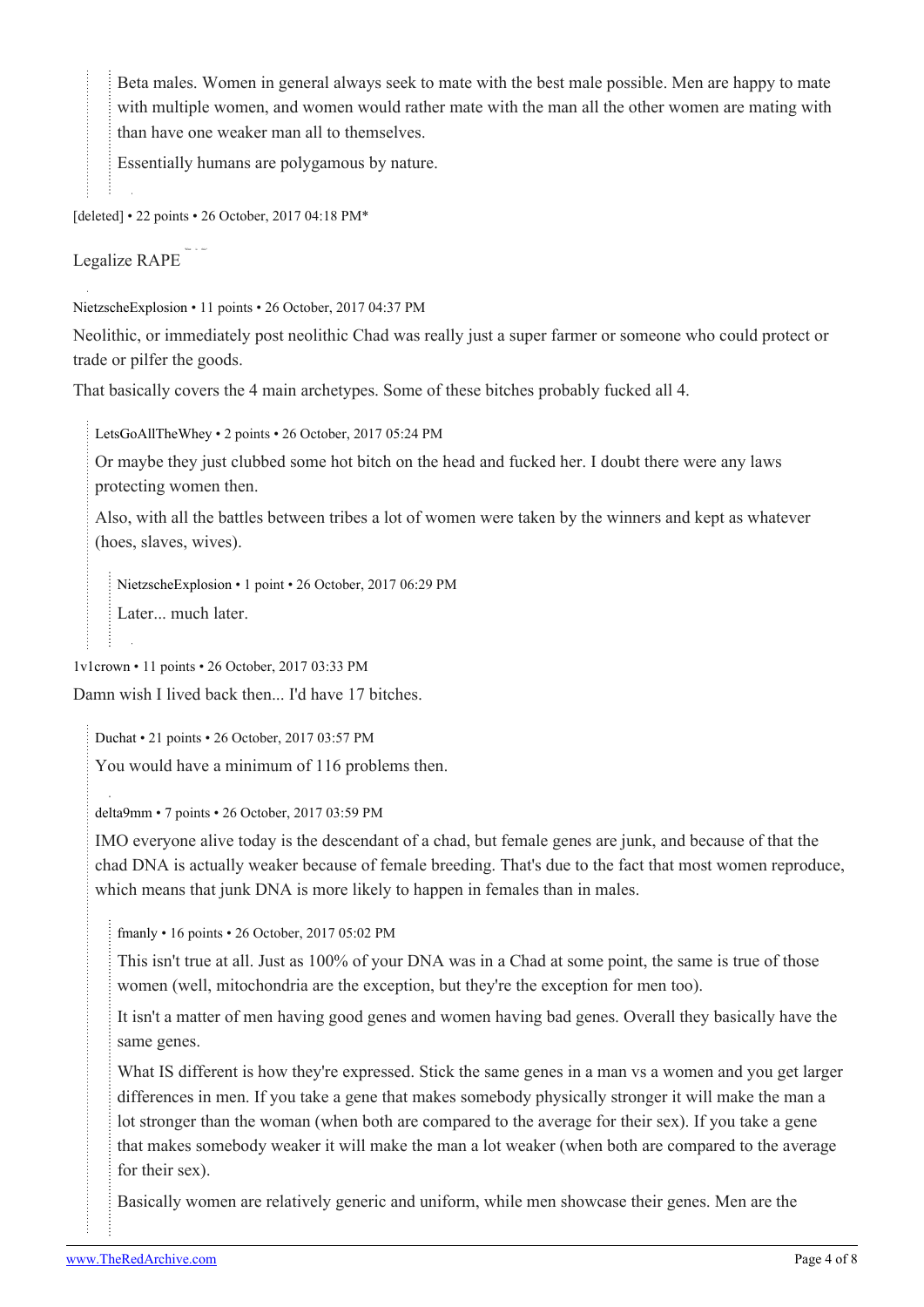> Beta males. Women in general always seek to mate with the best male possible. Men are happy to mate with multiple women, and women would rather mate with the man all the other women are mating with than have one weaker man all to themselves.
>
> Essentially humans are polygamous by nature.

[deleted] • 22 points • 26 October, 2017 04:18 PM*

Legalize RAPE

NietzscheExplosion • 11 points • 26 October, 2017 04:37 PM

Neolithic, or immediately post neolithic Chad was really just a super farmer or someone who could protect or trade or pilfer the goods.

That basically covers the 4 main archetypes. Some of these bitches probably fucked all 4.

> LetsGoAllTheWhey • 2 points • 26 October, 2017 05:24 PM
>
> Or maybe they just clubbed some hot bitch on the head and fucked her. I doubt there were any laws protecting women then.
>
> Also, with all the battles between tribes a lot of women were taken by the winners and kept as whatever (hoes, slaves, wives).
>
> > NietzscheExplosion • 1 point • 26 October, 2017 06:29 PM
> >
> > Later... much later.

1v1crown • 11 points • 26 October, 2017 03:33 PM

Damn wish I lived back then... I'd have 17 bitches.

> Duchat • 21 points • 26 October, 2017 03:57 PM
>
> You would have a minimum of 116 problems then.
>
> delta9mm • 7 points • 26 October, 2017 03:59 PM
>
> IMO everyone alive today is the descendant of a chad, but female genes are junk, and because of that the chad DNA is actually weaker because of female breeding. That's due to the fact that most women reproduce, which means that junk DNA is more likely to happen in females than in males.
>
> > fmanly • 16 points • 26 October, 2017 05:02 PM
> >
> > This isn't true at all. Just as 100% of your DNA was in a Chad at some point, the same is true of those women (well, mitochondria are the exception, but they're the exception for men too).
> >
> > It isn't a matter of men having good genes and women having bad genes. Overall they basically have the same genes.
> >
> > What IS different is how they're expressed. Stick the same genes in a man vs a women and you get larger differences in men. If you take a gene that makes somebody physically stronger it will make the man a lot stronger than the woman (when both are compared to the average for their sex). If you take a gene that makes somebody weaker it will make the man a lot weaker (when both are compared to the average for their sex).
> >
> > Basically women are relatively generic and uniform, while men showcase their genes. Men are the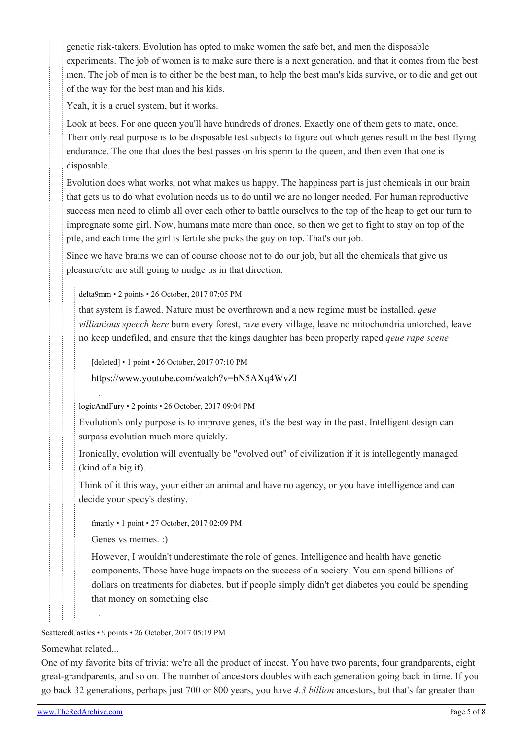genetic risk-takers. Evolution has opted to make women the safe bet, and men the disposable experiments. The job of women is to make sure there is a next generation, and that it comes from the best men. The job of men is to either be the best man, to help the best man's kids survive, or to die and get out of the way for the best man and his kids.

Yeah, it is a cruel system, but it works.

Look at bees. For one queen you'll have hundreds of drones. Exactly one of them gets to mate, once. Their only real purpose is to be disposable test subjects to figure out which genes result in the best flying endurance. The one that does the best passes on his sperm to the queen, and then even that one is disposable.

Evolution does what works, not what makes us happy. The happiness part is just chemicals in our brain that gets us to do what evolution needs us to do until we are no longer needed. For human reproductive success men need to climb all over each other to battle ourselves to the top of the heap to get our turn to impregnate some girl. Now, humans mate more than once, so then we get to fight to stay on top of the pile, and each time the girl is fertile she picks the guy on top. That's our job.

Since we have brains we can of course choose not to do our job, but all the chemicals that give us pleasure/etc are still going to nudge us in that direction.

delta9mm • 2 points • 26 October, 2017 07:05 PM

that system is flawed. Nature must be overthrown and a new regime must be installed. *qeue villianious speech here* burn every forest, raze every village, leave no mitochondria untorched, leave no keep undefiled, and ensure that the kings daughter has been properly raped *qeue rape scene*

[deleted] • 1 point • 26 October, 2017 07:10 PM

https://www.youtube.com/watch?v=bN5AXq4WvZI

logicAndFury • 2 points • 26 October, 2017 09:04 PM

Evolution's only purpose is to improve genes, it's the best way in the past. Intelligent design can surpass evolution much more quickly.

Ironically, evolution will eventually be "evolved out" of civilization if it is intellegently managed (kind of a big if).

Think of it this way, your either an animal and have no agency, or you have intelligence and can decide your specy's destiny.

fmanly • 1 point • 27 October, 2017 02:09 PM

Genes vs memes. :)

However, I wouldn't underestimate the role of genes. Intelligence and health have genetic components. Those have huge impacts on the success of a society. You can spend billions of dollars on treatments for diabetes, but if people simply didn't get diabetes you could be spending that money on something else.

ScatteredCastles • 9 points • 26 October, 2017 05:19 PM

Somewhat related...

One of my favorite bits of trivia: we're all the product of incest. You have two parents, four grandparents, eight great-grandparents, and so on. The number of ancestors doubles with each generation going back in time. If you go back 32 generations, perhaps just 700 or 800 years, you have *4.3 billion* ancestors, but that's far greater than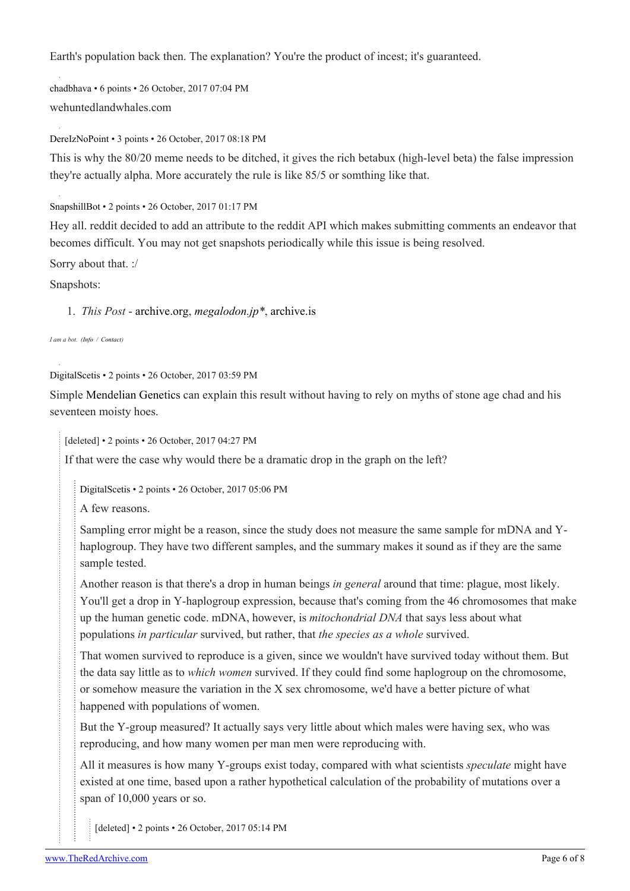Earth's population back then. The explanation? You're the product of incest; it's guaranteed.

chadbhava • 6 points • 26 October, 2017 07:04 PM

wehuntedlandwhales.com

DereIzNoPoint • 3 points • 26 October, 2017 08:18 PM

This is why the 80/20 meme needs to be ditched, it gives the rich betabux (high-level beta) the false impression they're actually alpha. More accurately the rule is like 85/5 or somthing like that.

SnapshillBot • 2 points • 26 October, 2017 01:17 PM

Hey all. reddit decided to add an attribute to the reddit API which makes submitting comments an endeavor that becomes difficult. You may not get snapshots periodically while this issue is being resolved.

Sorry about that. :/

Snapshots:

1. *This Post* - archive.org, *megalodon.jp**, archive.is

*I am a bot. (Info / Contact)*

DigitalScetis • 2 points • 26 October, 2017 03:59 PM

Simple Mendelian Genetics can explain this result without having to rely on myths of stone age chad and his seventeen moisty hoes.

> [deleted] • 2 points • 26 October, 2017 04:27 PM
>
> If that were the case why would there be a dramatic drop in the graph on the left?
>
> > DigitalScetis • 2 points • 26 October, 2017 05:06 PM
> >
> > A few reasons.
> >
> > Sampling error might be a reason, since the study does not measure the same sample for mDNA and Y-haplogroup. They have two different samples, and the summary makes it sound as if they are the same sample tested.
> >
> > Another reason is that there's a drop in human beings *in general* around that time: plague, most likely. You'll get a drop in Y-haplogroup expression, because that's coming from the 46 chromosomes that make up the human genetic code. mDNA, however, is *mitochondrial DNA* that says less about what populations *in particular* survived, but rather, that *the species as a whole* survived.
> >
> > That women survived to reproduce is a given, since we wouldn't have survived today without them. But the data say little as to *which women* survived. If they could find some haplogroup on the chromosome, or somehow measure the variation in the X sex chromosome, we'd have a better picture of what happened with populations of women.
> >
> > But the Y-group measured? It actually says very little about which males were having sex, who was reproducing, and how many women per man men were reproducing with.
> >
> > All it measures is how many Y-groups exist today, compared with what scientists *speculate* might have existed at one time, based upon a rather hypothetical calculation of the probability of mutations over a span of 10,000 years or so.
> >
> > > [deleted] • 2 points • 26 October, 2017 05:14 PM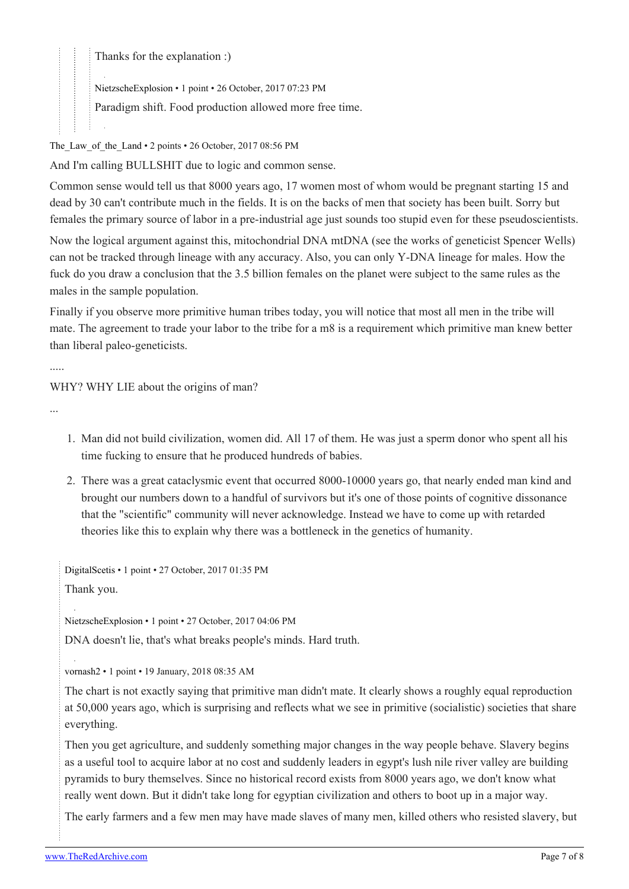Thanks for the explanation :)

NietzscheExplosion • 1 point • 26 October, 2017 07:23 PM

Paradigm shift. Food production allowed more free time.

The_Law_of_the_Land • 2 points • 26 October, 2017 08:56 PM

And I'm calling BULLSHIT due to logic and common sense.

Common sense would tell us that 8000 years ago, 17 women most of whom would be pregnant starting 15 and dead by 30 can't contribute much in the fields. It is on the backs of men that society has been built. Sorry but females the primary source of labor in a pre-industrial age just sounds too stupid even for these pseudoscientists.

Now the logical argument against this, mitochondrial DNA mtDNA (see the works of geneticist Spencer Wells) can not be tracked through lineage with any accuracy. Also, you can only Y-DNA lineage for males. How the fuck do you draw a conclusion that the 3.5 billion females on the planet were subject to the same rules as the males in the sample population.

Finally if you observe more primitive human tribes today, you will notice that most all men in the tribe will mate. The agreement to trade your labor to the tribe for a m8 is a requirement which primitive man knew better than liberal paleo-geneticists.

.....

WHY? WHY LIE about the origins of man?

...

1. Man did not build civilization, women did. All 17 of them. He was just a sperm donor who spent all his time fucking to ensure that he produced hundreds of babies.
2. There was a great cataclysmic event that occurred 8000-10000 years go, that nearly ended man kind and brought our numbers down to a handful of survivors but it's one of those points of cognitive dissonance that the "scientific" community will never acknowledge. Instead we have to come up with retarded theories like this to explain why there was a bottleneck in the genetics of humanity.

DigitalScetis • 1 point • 27 October, 2017 01:35 PM

Thank you.

NietzscheExplosion • 1 point • 27 October, 2017 04:06 PM

DNA doesn't lie, that's what breaks people's minds. Hard truth.

vornash2 • 1 point • 19 January, 2018 08:35 AM

The chart is not exactly saying that primitive man didn't mate. It clearly shows a roughly equal reproduction at 50,000 years ago, which is surprising and reflects what we see in primitive (socialistic) societies that share everything.

Then you get agriculture, and suddenly something major changes in the way people behave. Slavery begins as a useful tool to acquire labor at no cost and suddenly leaders in egypt's lush nile river valley are building pyramids to bury themselves. Since no historical record exists from 8000 years ago, we don't know what really went down. But it didn't take long for egyptian civilization and others to boot up in a major way.

The early farmers and a few men may have made slaves of many men, killed others who resisted slavery, but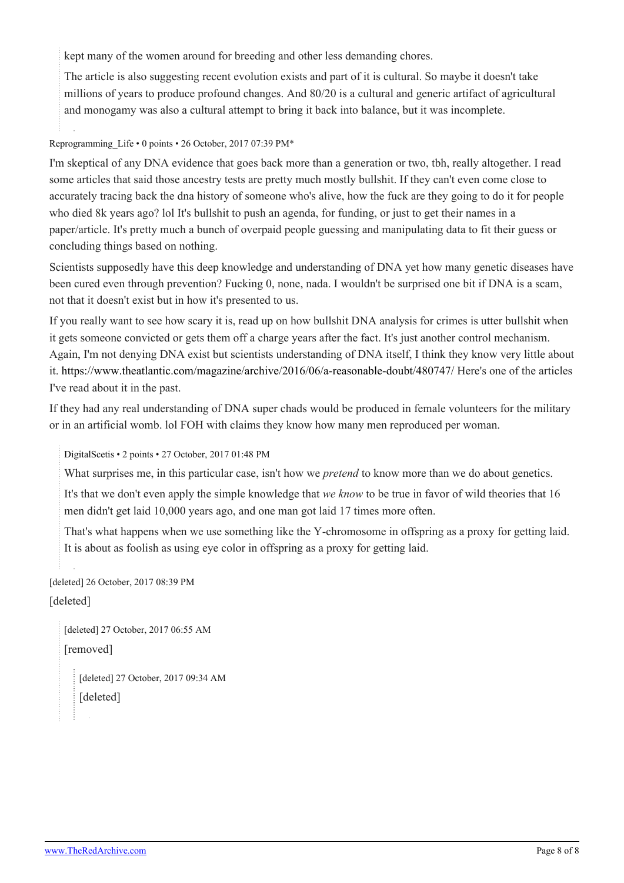> kept many of the women around for breeding and other less demanding chores.
>
> The article is also suggesting recent evolution exists and part of it is cultural. So maybe it doesn't take millions of years to produce profound changes. And 80/20 is a cultural and generic artifact of agricultural and monogamy was also a cultural attempt to bring it back into balance, but it was incomplete.

Reprogramming_Life • 0 points • 26 October, 2017 07:39 PM*

I'm skeptical of any DNA evidence that goes back more than a generation or two, tbh, really altogether. I read some articles that said those ancestry tests are pretty much mostly bullshit. If they can't even come close to accurately tracing back the dna history of someone who's alive, how the fuck are they going to do it for people who died 8k years ago? lol It's bullshit to push an agenda, for funding, or just to get their names in a paper/article. It's pretty much a bunch of overpaid people guessing and manipulating data to fit their guess or concluding things based on nothing.

Scientists supposedly have this deep knowledge and understanding of DNA yet how many genetic diseases have been cured even through prevention? Fucking 0, none, nada. I wouldn't be surprised one bit if DNA is a scam, not that it doesn't exist but in how it's presented to us.

If you really want to see how scary it is, read up on how bullshit DNA analysis for crimes is utter bullshit when it gets someone convicted or gets them off a charge years after the fact. It's just another control mechanism. Again, I'm not denying DNA exist but scientists understanding of DNA itself, I think they know very little about it. https://www.theatlantic.com/magazine/archive/2016/06/a-reasonable-doubt/480747/ Here's one of the articles I've read about it in the past.

If they had any real understanding of DNA super chads would be produced in female volunteers for the military or in an artificial womb. lol FOH with claims they know how many men reproduced per woman.

> DigitalScetis • 2 points • 27 October, 2017 01:48 PM
>
> What surprises me, in this particular case, isn't how we *pretend* to know more than we do about genetics.
>
> It's that we don't even apply the simple knowledge that *we know* to be true in favor of wild theories that 16 men didn't get laid 10,000 years ago, and one man got laid 17 times more often.
>
> That's what happens when we use something like the Y-chromosome in offspring as a proxy for getting laid. It is about as foolish as using eye color in offspring as a proxy for getting laid.

[deleted] 26 October, 2017 08:39 PM

[deleted]

> [deleted] 27 October, 2017 06:55 AM
>
> [removed]
>
> > [deleted] 27 October, 2017 09:34 AM
> >
> > [deleted]